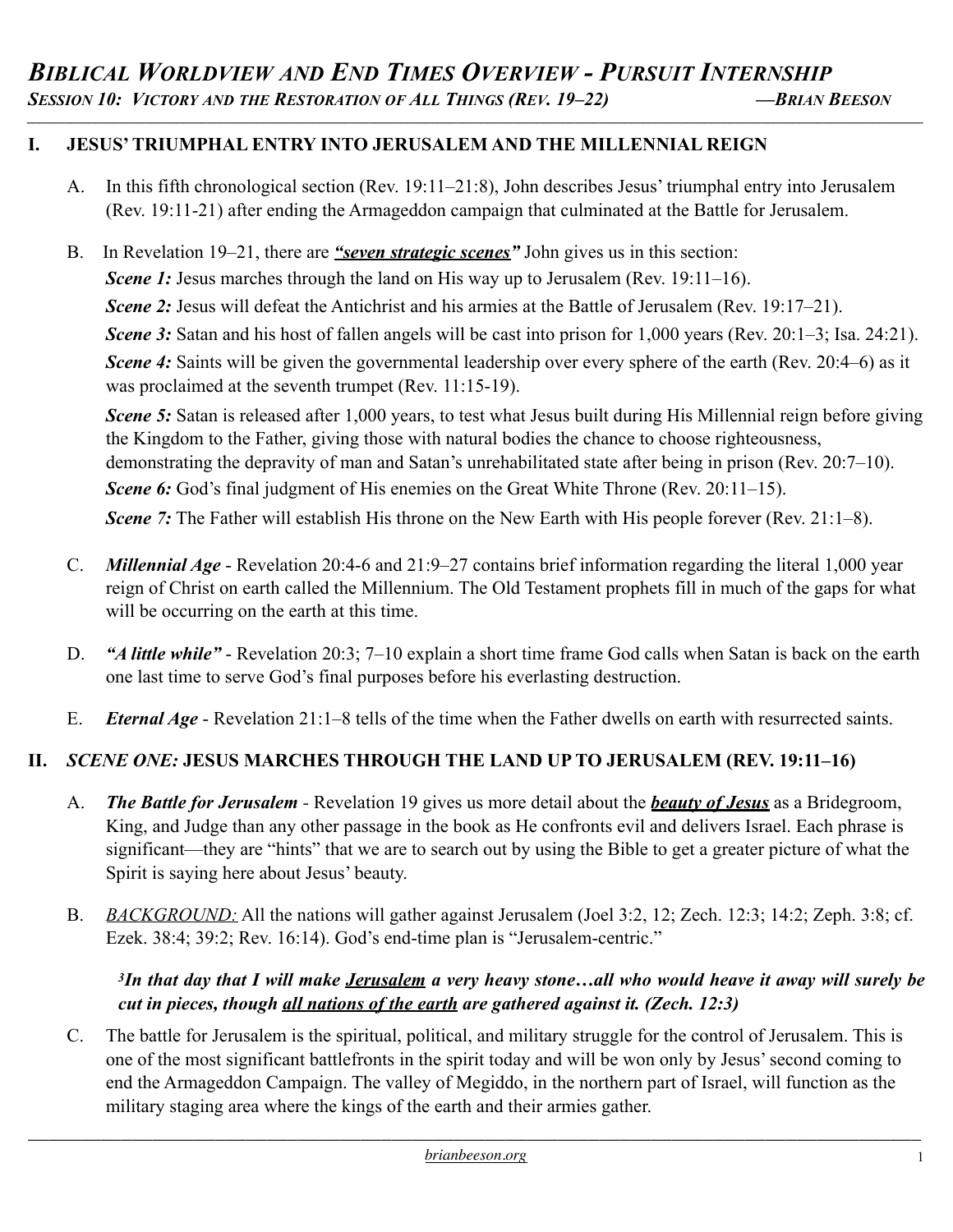# *BIBLICAL WORLDVIEW AND END TIMES OVERVIEW - PURSUIT INTERNSHIP*

*SESSION 10: VICTORY AND THE RESTORATION OF ALL THINGS (REV. 19–22)* —*BRIAN BEESON*

## I. JESUS' TRIUMPHAL ENTRY INTO JERUSALEM AND THE MILLENNIAL REIGN

A. In this fifth chronological section (Rev. 19:11–21:8), John describes Jesus' triumphal entry into Jerusalem (Rev. 19:11-21) after ending the Armageddon campaign that culminated at the Battle for Jerusalem.

B. In Revelation 19–21, there are ***"seven strategic scenes"*** John gives us in this section:

***Scene 1:*** Jesus marches through the land on His way up to Jerusalem (Rev. 19:11–16).

***Scene 2:*** Jesus will defeat the Antichrist and his armies at the Battle of Jerusalem (Rev. 19:17–21).

***Scene 3:*** Satan and his host of fallen angels will be cast into prison for 1,000 years (Rev. 20:1–3; Isa. 24:21).

***Scene 4:*** Saints will be given the governmental leadership over every sphere of the earth (Rev. 20:4–6) as it was proclaimed at the seventh trumpet (Rev. 11:15-19).

***Scene 5:*** Satan is released after 1,000 years, to test what Jesus built during His Millennial reign before giving the Kingdom to the Father, giving those with natural bodies the chance to choose righteousness, demonstrating the depravity of man and Satan's unrehabilitated state after being in prison (Rev. 20:7–10).

***Scene 6:*** God's final judgment of His enemies on the Great White Throne (Rev. 20:11–15).

***Scene 7:*** The Father will establish His throne on the New Earth with His people forever (Rev. 21:1–8).

C. ***Millennial Age*** - Revelation 20:4-6 and 21:9–27 contains brief information regarding the literal 1,000 year reign of Christ on earth called the Millennium. The Old Testament prophets fill in much of the gaps for what will be occurring on the earth at this time.

D. ***"A little while"*** - Revelation 20:3; 7–10 explain a short time frame God calls when Satan is back on the earth one last time to serve God's final purposes before his everlasting destruction.

E. ***Eternal Age*** - Revelation 21:1–8 tells of the time when the Father dwells on earth with resurrected saints.

## II. *SCENE ONE:* JESUS MARCHES THROUGH THE LAND UP TO JERUSALEM (REV. 19:11–16)

A. ***The Battle for Jerusalem*** - Revelation 19 gives us more detail about the ***beauty of Jesus*** as a Bridegroom, King, and Judge than any other passage in the book as He confronts evil and delivers Israel. Each phrase is significant—they are "hints" that we are to search out by using the Bible to get a greater picture of what the Spirit is saying here about Jesus' beauty.

B. *BACKGROUND:* All the nations will gather against Jerusalem (Joel 3:2, 12; Zech. 12:3; 14:2; Zeph. 3:8; cf. Ezek. 38:4; 39:2; Rev. 16:14). God's end-time plan is "Jerusalem-centric."

> ***[3]In that day that I will make Jerusalem a very heavy stone…all who would heave it away will surely be cut in pieces, though all nations of the earth are gathered against it. (Zech. 12:3)***

C. The battle for Jerusalem is the spiritual, political, and military struggle for the control of Jerusalem. This is one of the most significant battlefronts in the spirit today and will be won only by Jesus' second coming to end the Armageddon Campaign. The valley of Megiddo, in the northern part of Israel, will function as the military staging area where the kings of the earth and their armies gather.

*brianbeeson.org*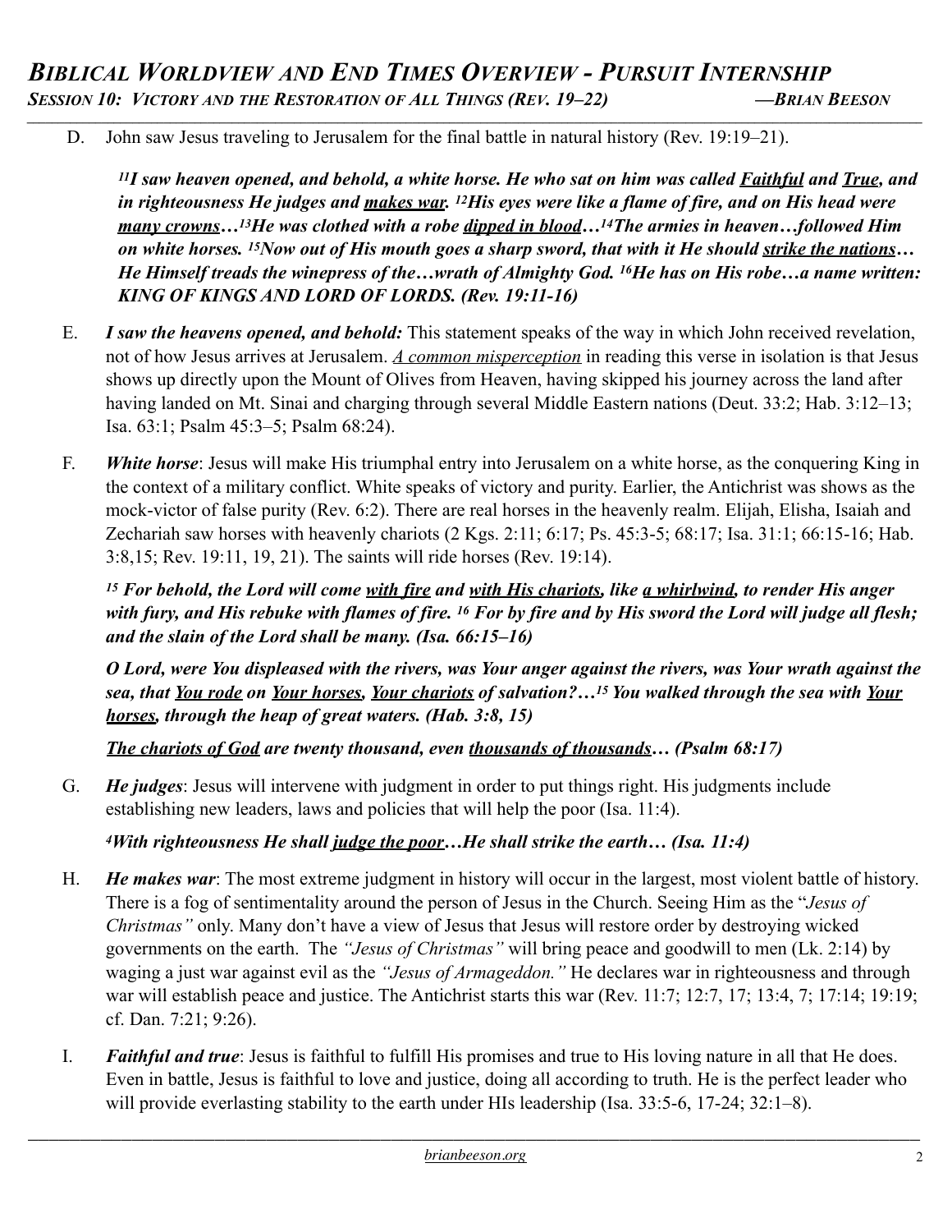D. John saw Jesus traveling to Jerusalem for the final battle in natural history (Rev. 19:19–21).

> ***[11]I saw heaven opened, and behold, a white horse. He who sat on him was called Faithful and True, and in righteousness He judges and makes war. [12]His eyes were like a flame of fire, and on His head were many crowns…[13]He was clothed with a robe dipped in blood…[14]The armies in heaven…followed Him on white horses. [15]Now out of His mouth goes a sharp sword, that with it He should strike the nations… He Himself treads the winepress of the…wrath of Almighty God. [16]He has on His robe…a name written: KING OF KINGS AND LORD OF LORDS. (Rev. 19:11-16)***

E. ***I saw the heavens opened, and behold:*** This statement speaks of the way in which John received revelation, not of how Jesus arrives at Jerusalem. *A common misperception* in reading this verse in isolation is that Jesus shows up directly upon the Mount of Olives from Heaven, having skipped his journey across the land after having landed on Mt. Sinai and charging through several Middle Eastern nations (Deut. 33:2; Hab. 3:12–13; Isa. 63:1; Psalm 45:3–5; Psalm 68:24).

F. ***White horse***: Jesus will make His triumphal entry into Jerusalem on a white horse, as the conquering King in the context of a military conflict. White speaks of victory and purity. Earlier, the Antichrist was shows as the mock-victor of false purity (Rev. 6:2). There are real horses in the heavenly realm. Elijah, Elisha, Isaiah and Zechariah saw horses with heavenly chariots (2 Kgs. 2:11; 6:17; Ps. 45:3-5; 68:17; Isa. 31:1; 66:15-16; Hab. 3:8,15; Rev. 19:11, 19, 21). The saints will ride horses (Rev. 19:14).

> ***[15] For behold, the Lord will come with fire and with His chariots, like a whirlwind, to render His anger with fury, and His rebuke with flames of fire. [16] For by fire and by His sword the Lord will judge all flesh; and the slain of the Lord shall be many. (Isa. 66:15–16)***

> ***O Lord, were You displeased with the rivers, was Your anger against the rivers, was Your wrath against the sea, that You rode on Your horses, Your chariots of salvation?…[15] You walked through the sea with Your horses, through the heap of great waters. (Hab. 3:8, 15)***

> ***The chariots of God are twenty thousand, even thousands of thousands… (Psalm 68:17)***

G. ***He judges***: Jesus will intervene with judgment in order to put things right. His judgments include establishing new leaders, laws and policies that will help the poor (Isa. 11:4).

> ***[4]With righteousness He shall judge the poor…He shall strike the earth… (Isa. 11:4)***

H. ***He makes war***: The most extreme judgment in history will occur in the largest, most violent battle of history. There is a fog of sentimentality around the person of Jesus in the Church. Seeing Him as the "*Jesus of Christmas"* only. Many don't have a view of Jesus that Jesus will restore order by destroying wicked governments on the earth. The *"Jesus of Christmas"* will bring peace and goodwill to men (Lk. 2:14) by waging a just war against evil as the *"Jesus of Armageddon."* He declares war in righteousness and through war will establish peace and justice. The Antichrist starts this war (Rev. 11:7; 12:7, 17; 13:4, 7; 17:14; 19:19; cf. Dan. 7:21; 9:26).

I. ***Faithful and true***: Jesus is faithful to fulfill His promises and true to His loving nature in all that He does. Even in battle, Jesus is faithful to love and justice, doing all according to truth. He is the perfect leader who will provide everlasting stability to the earth under HIs leadership (Isa. 33:5-6, 17-24; 32:1–8).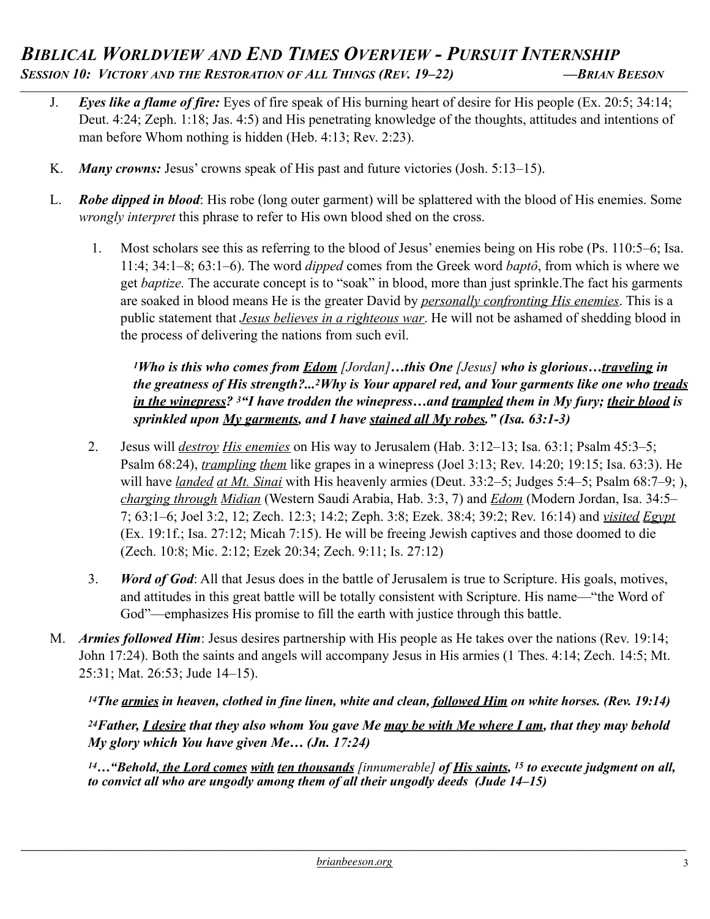J. ***Eyes like a flame of fire:*** Eyes of fire speak of His burning heart of desire for His people (Ex. 20:5; 34:14; Deut. 4:24; Zeph. 1:18; Jas. 4:5) and His penetrating knowledge of the thoughts, attitudes and intentions of man before Whom nothing is hidden (Heb. 4:13; Rev. 2:23).

K. ***Many crowns:*** Jesus' crowns speak of His past and future victories (Josh. 5:13–15).

L. ***Robe dipped in blood***: His robe (long outer garment) will be splattered with the blood of His enemies. Some *wrongly interpret* this phrase to refer to His own blood shed on the cross.

1. Most scholars see this as referring to the blood of Jesus' enemies being on His robe (Ps. 110:5–6; Isa. 11:4; 34:1–8; 63:1–6). The word *dipped* comes from the Greek word *baptô*, from which is where we get *baptize.* The accurate concept is to "soak" in blood, more than just sprinkle.The fact his garments are soaked in blood means He is the greater David by ***personally confronting His enemies***. This is a public statement that ***Jesus believes in a righteous war***. He will not be ashamed of shedding blood in the process of delivering the nations from such evil.

   ***[1]Who is this who comes from Edom** [Jordan]**…this One** [Jesus] **who is glorious…traveling in the greatness of His strength?...[2]Why is Your apparel red, and Your garments like one who treads in the winepress? [3]"I have trodden the winepress…and trampled them in My fury; their blood is sprinkled upon My garments, and I have stained all My robes." (Isa. 63:1-3)***

2. Jesus will ***destroy His enemies*** on His way to Jerusalem (Hab. 3:12–13; Isa. 63:1; Psalm 45:3–5; Psalm 68:24), ***trampling them*** like grapes in a winepress (Joel 3:13; Rev. 14:20; 19:15; Isa. 63:3). He will have ***landed at Mt. Sinai*** with His heavenly armies (Deut. 33:2–5; Judges 5:4–5; Psalm 68:7–9; ), ***charging through Midian*** (Western Saudi Arabia, Hab. 3:3, 7) and ***Edom*** (Modern Jordan, Isa. 34:5–7; 63:1–6; Joel 3:2, 12; Zech. 12:3; 14:2; Zeph. 3:8; Ezek. 38:4; 39:2; Rev. 16:14) and ***visited Egypt*** (Ex. 19:1f.; Isa. 27:12; Micah 7:15). He will be freeing Jewish captives and those doomed to die (Zech. 10:8; Mic. 2:12; Ezek 20:34; Zech. 9:11; Is. 27:12)

3. ***Word of God***: All that Jesus does in the battle of Jerusalem is true to Scripture. His goals, motives, and attitudes in this great battle will be totally consistent with Scripture. His name—"the Word of God"—emphasizes His promise to fill the earth with justice through this battle.

M. ***Armies followed Him***: Jesus desires partnership with His people as He takes over the nations (Rev. 19:14; John 17:24). Both the saints and angels will accompany Jesus in His armies (1 Thes. 4:14; Zech. 14:5; Mt. 25:31; Mat. 26:53; Jude 14–15).

***[14]The armies in heaven, clothed in fine linen, white and clean, followed Him on white horses. (Rev. 19:14)***

***[24]Father, I desire that they also whom You gave Me may be with Me where I am, that they may behold My glory which You have given Me… (Jn. 17:24)***

***[14]…"Behold, the Lord comes with ten thousands** [innumerable] **of His saints, [15] to execute judgment on all, to convict all who are ungodly among them of all their ungodly deeds (Jude 14–15)***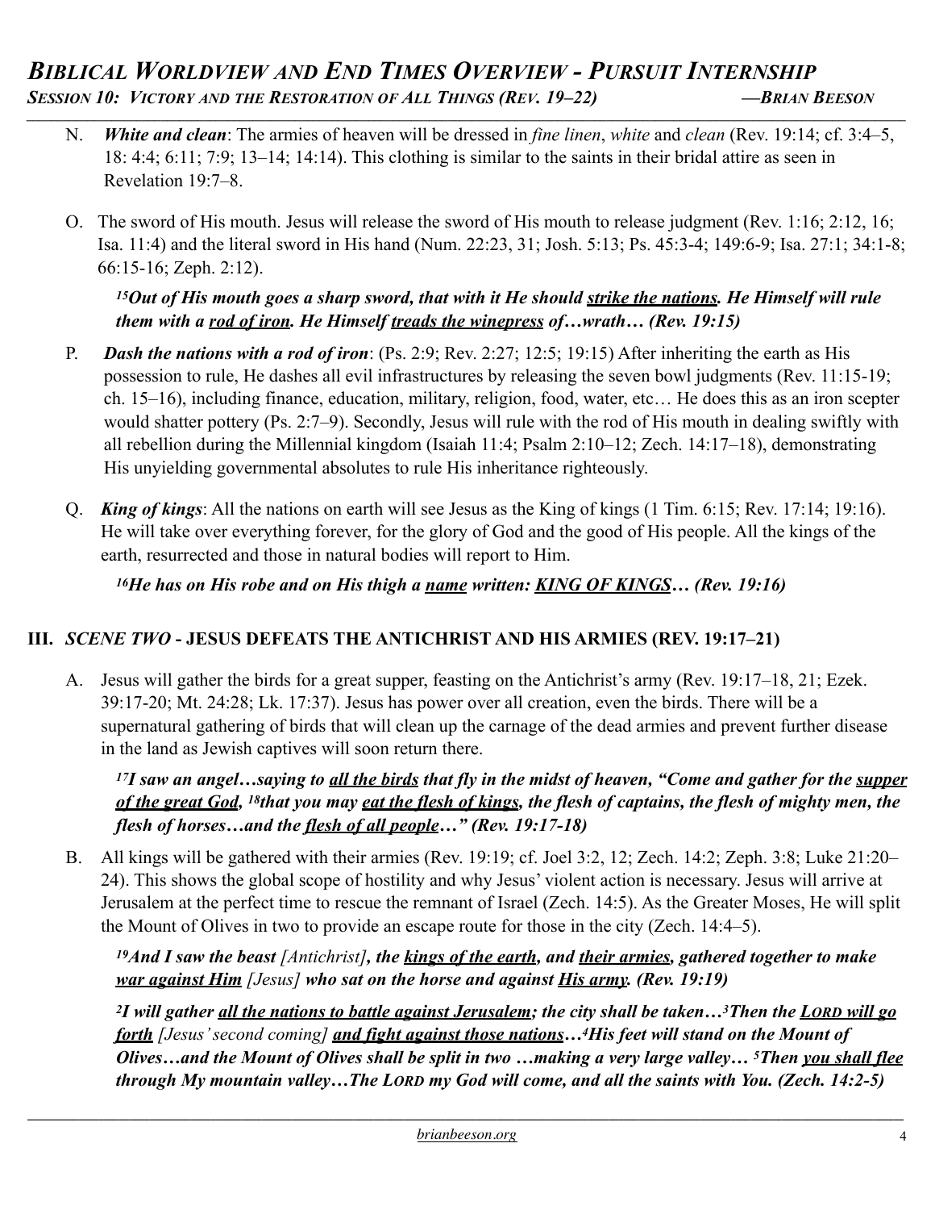N. ***White and clean***: The armies of heaven will be dressed in *fine linen*, *white* and *clean* (Rev. 19:14; cf. 3:4–5, 18: 4:4; 6:11; 7:9; 13–14; 14:14). This clothing is similar to the saints in their bridal attire as seen in Revelation 19:7–8.

O. The sword of His mouth. Jesus will release the sword of His mouth to release judgment (Rev. 1:16; 2:12, 16; Isa. 11:4) and the literal sword in His hand (Num. 22:23, 31; Josh. 5:13; Ps. 45:3-4; 149:6-9; Isa. 27:1; 34:1-8; 66:15-16; Zeph. 2:12).

> ***[15]Out of His mouth goes a sharp sword, that with it He should <u>strike the nations</u>. He Himself will rule them with a <u>rod of iron</u>. He Himself <u>treads the winepress</u> of…wrath… (Rev. 19:15)***

P. ***Dash the nations with a rod of iron***: (Ps. 2:9; Rev. 2:27; 12:5; 19:15) After inheriting the earth as His possession to rule, He dashes all evil infrastructures by releasing the seven bowl judgments (Rev. 11:15-19; ch. 15–16), including finance, education, military, religion, food, water, etc… He does this as an iron scepter would shatter pottery (Ps. 2:7–9). Secondly, Jesus will rule with the rod of His mouth in dealing swiftly with all rebellion during the Millennial kingdom (Isaiah 11:4; Psalm 2:10–12; Zech. 14:17–18), demonstrating His unyielding governmental absolutes to rule His inheritance righteously.

Q. ***King of kings***: All the nations on earth will see Jesus as the King of kings (1 Tim. 6:15; Rev. 17:14; 19:16). He will take over everything forever, for the glory of God and the good of His people. All the kings of the earth, resurrected and those in natural bodies will report to Him.

> ***[16]He has on His robe and on His thigh a <u>name</u> written: <u>KING OF KINGS</u>… (Rev. 19:16)***

## III. *SCENE TWO* - JESUS DEFEATS THE ANTICHRIST AND HIS ARMIES (REV. 19:17–21)

A. Jesus will gather the birds for a great supper, feasting on the Antichrist's army (Rev. 19:17–18, 21; Ezek. 39:17-20; Mt. 24:28; Lk. 17:37). Jesus has power over all creation, even the birds. There will be a supernatural gathering of birds that will clean up the carnage of the dead armies and prevent further disease in the land as Jewish captives will soon return there.

> ***[17]I saw an angel…saying to <u>all the birds</u> that fly in the midst of heaven, "Come and gather for the <u>supper of the great God</u>, [18]that you may <u>eat the flesh of kings</u>, the flesh of captains, the flesh of mighty men, the flesh of horses…and the <u>flesh of all people</u>…" (Rev. 19:17-18)***

B. All kings will be gathered with their armies (Rev. 19:19; cf. Joel 3:2, 12; Zech. 14:2; Zeph. 3:8; Luke 21:20–24). This shows the global scope of hostility and why Jesus' violent action is necessary. Jesus will arrive at Jerusalem at the perfect time to rescue the remnant of Israel (Zech. 14:5). As the Greater Moses, He will split the Mount of Olives in two to provide an escape route for those in the city (Zech. 14:4–5).

> ***[19]And I saw the beast** [Antichrist]**, the <u>kings of the earth</u>, and <u>their armies</u>, gathered together to make <u>war against Him</u>** [Jesus] **who sat on the horse and against <u>His army</u>. (Rev. 19:19)***

> ***[2]I will gather <u>all the nations to battle against Jerusalem</u>; the city shall be taken…[3]Then the <u>LORD will go forth</u>** [Jesus' second coming] **<u>and fight against those nations</u>…[4]His feet will stand on the Mount of Olives…and the Mount of Olives shall be split in two …making a very large valley… [5]Then <u>you shall flee</u> through My mountain valley…The LORD my God will come, and all the saints with You. (Zech. 14:2-5)***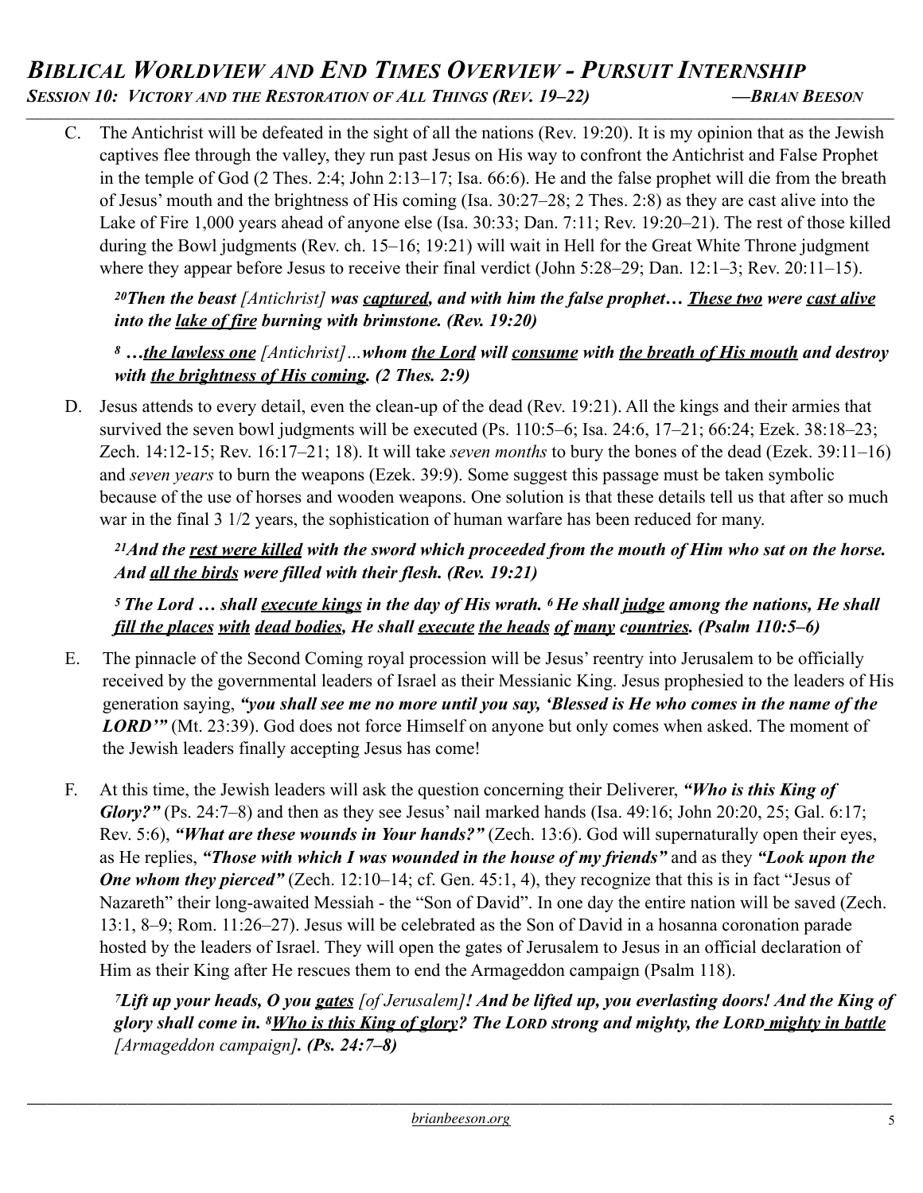C. The Antichrist will be defeated in the sight of all the nations (Rev. 19:20). It is my opinion that as the Jewish captives flee through the valley, they run past Jesus on His way to confront the Antichrist and False Prophet in the temple of God (2 Thes. 2:4; John 2:13–17; Isa. 66:6). He and the false prophet will die from the breath of Jesus' mouth and the brightness of His coming (Isa. 30:27–28; 2 Thes. 2:8) as they are cast alive into the Lake of Fire 1,000 years ahead of anyone else (Isa. 30:33; Dan. 7:11; Rev. 19:20–21). The rest of those killed during the Bowl judgments (Rev. ch. 15–16; 19:21) will wait in Hell for the Great White Throne judgment where they appear before Jesus to receive their final verdict (John 5:28–29; Dan. 12:1–3; Rev. 20:11–15).

> ***20Then the beast** [Antichrist] **was <u>captured</u>, and with him the false prophet… <u>These two</u> were <u>cast alive</u> into the <u>lake of fire</u> burning with brimstone. (Rev. 19:20)***

> ***8 …<u>the lawless one</u>** [Antichrist]…**whom <u>the Lord</u> will <u>consume</u> with <u>the breath of His mouth</u> and destroy with <u>the brightness of His coming</u>. (2 Thes. 2:9)***

D. Jesus attends to every detail, even the clean-up of the dead (Rev. 19:21). All the kings and their armies that survived the seven bowl judgments will be executed (Ps. 110:5–6; Isa. 24:6, 17–21; 66:24; Ezek. 38:18–23; Zech. 14:12-15; Rev. 16:17–21; 18). It will take *seven months* to bury the bones of the dead (Ezek. 39:11–16) and *seven years* to burn the weapons (Ezek. 39:9). Some suggest this passage must be taken symbolic because of the use of horses and wooden weapons. One solution is that these details tell us that after so much war in the final 3 1/2 years, the sophistication of human warfare has been reduced for many.

> ***21And the <u>rest were killed</u> with the sword which proceeded from the mouth of Him who sat on the horse. And <u>all the birds</u> were filled with their flesh. (Rev. 19:21)***

> ***5 The Lord … shall <u>execute kings</u> in the day of His wrath. 6 He shall <u>judge</u> among the nations, He shall <u>fill the places with dead bodies</u>, He shall <u>execute the heads of many countries</u>. (Psalm 110:5–6)***

E. The pinnacle of the Second Coming royal procession will be Jesus' reentry into Jerusalem to be officially received by the governmental leaders of Israel as their Messianic King. Jesus prophesied to the leaders of His generation saying, ***"you shall see me no more until you say, 'Blessed is He who comes in the name of the LORD'"*** (Mt. 23:39). God does not force Himself on anyone but only comes when asked. The moment of the Jewish leaders finally accepting Jesus has come!

F. At this time, the Jewish leaders will ask the question concerning their Deliverer, ***"Who is this King of Glory?"*** (Ps. 24:7–8) and then as they see Jesus' nail marked hands (Isa. 49:16; John 20:20, 25; Gal. 6:17; Rev. 5:6), ***"What are these wounds in Your hands?"*** (Zech. 13:6). God will supernaturally open their eyes, as He replies, ***"Those with which I was wounded in the house of my friends"*** and as they ***"Look upon the One whom they pierced"*** (Zech. 12:10–14; cf. Gen. 45:1, 4), they recognize that this is in fact "Jesus of Nazareth" their long-awaited Messiah - the "Son of David". In one day the entire nation will be saved (Zech. 13:1, 8–9; Rom. 11:26–27). Jesus will be celebrated as the Son of David in a hosanna coronation parade hosted by the leaders of Israel. They will open the gates of Jerusalem to Jesus in an official declaration of Him as their King after He rescues them to end the Armageddon campaign (Psalm 118).

> ***7Lift up your heads, O you <u>gates</u>** [of Jerusalem]**! And be lifted up, you everlasting doors! And the King of glory shall come in. 8<u>Who is this King of glory</u>? The LORD strong and mighty, the LORD <u>mighty in battle</u>** [Armageddon campaign]**. (Ps. 24:7–8)***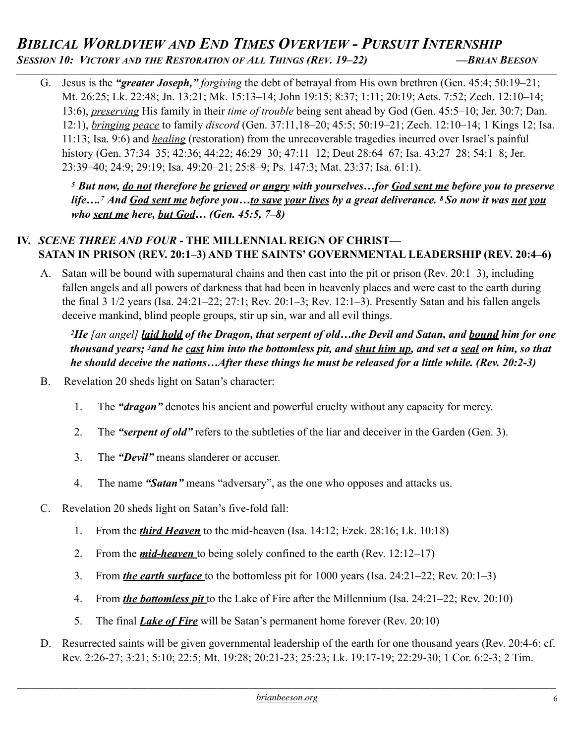G. Jesus is the ***"greater Joseph,"*** *forgiving* the debt of betrayal from His own brethren (Gen. 45:4; 50:19–21; Mt. 26:25; Lk. 22:48; Jn. 13:21; Mk. 15:13–14; John 19:15; 8:37; 1:11; 20:19; Acts. 7:52; Zech. 12:10–14; 13:6), *preserving* His family in their *time of trouble* being sent ahead by God (Gen. 45:5–10; Jer. 30:7; Dan. 12:1), *bringing peace* to family *discord* (Gen. 37:11,18–20; 45:5; 50:19–21; Zech. 12:10–14; 1 Kings 12; Isa. 11:13; Isa. 9:6) and *healing* (restoration) from the unrecoverable tragedies incurred over Israel's painful history (Gen. 37:34–35; 42:36; 44:22; 46:29–30; 47:11–12; Deut 28:64–67; Isa. 43:27–28; 54:1–8; Jer. 23:39–40; 24:9; 29:19; Isa. 49:20–21; 25:8–9; Ps. 147:3; Mat. 23:37; Isa. 61:1).

> ***[5] But now, do not therefore be grieved or angry with yourselves…for God sent me before you to preserve life….[7] And God sent me before you…to save your lives by a great deliverance. [8] So now it was not you who sent me here, but God… (Gen. 45:5, 7–8)***

## IV. *SCENE THREE AND FOUR* - THE MILLENNIAL REIGN OF CHRIST— SATAN IN PRISON (REV. 20:1–3) AND THE SAINTS' GOVERNMENTAL LEADERSHIP (REV. 20:4–6)

A. Satan will be bound with supernatural chains and then cast into the pit or prison (Rev. 20:1–3), including fallen angels and all powers of darkness that had been in heavenly places and were cast to the earth during the final 3 1/2 years (Isa. 24:21–22; 27:1; Rev. 20:1–3; Rev. 12:1–3). Presently Satan and his fallen angels deceive mankind, blind people groups, stir up sin, war and all evil things.

> ***[2] He*** *[an angel]* ***laid hold of the Dragon, that serpent of old…the Devil and Satan, and bound him for one thousand years; [3] and he cast him into the bottomless pit, and shut him up, and set a seal on him, so that he should deceive the nations…After these things he must be released for a little while. (Rev. 20:2-3)***

B. Revelation 20 sheds light on Satan's character:

1. The ***"dragon"*** denotes his ancient and powerful cruelty without any capacity for mercy.
2. The ***"serpent of old"*** refers to the subtleties of the liar and deceiver in the Garden (Gen. 3).
3. The ***"Devil"*** means slanderer or accuser.
4. The name ***"Satan"*** means "adversary", as the one who opposes and attacks us.

C. Revelation 20 sheds light on Satan's five-fold fall:

1. From the ***third Heaven*** to the mid-heaven (Isa. 14:12; Ezek. 28:16; Lk. 10:18)
2. From the ***mid-heaven*** to being solely confined to the earth (Rev. 12:12–17)
3. From ***the earth surface*** to the bottomless pit for 1000 years (Isa. 24:21–22; Rev. 20:1–3)
4. From ***the bottomless pit*** to the Lake of Fire after the Millennium (Isa. 24:21–22; Rev. 20:10)
5. The final ***Lake of Fire*** will be Satan's permanent home forever (Rev. 20:10)

D. Resurrected saints will be given governmental leadership of the earth for one thousand years (Rev. 20:4-6; cf. Rev. 2:26-27; 3:21; 5:10; 22:5; Mt. 19:28; 20:21-23; 25:23; Lk. 19:17-19; 22:29-30; 1 Cor. 6:2-3; 2 Tim.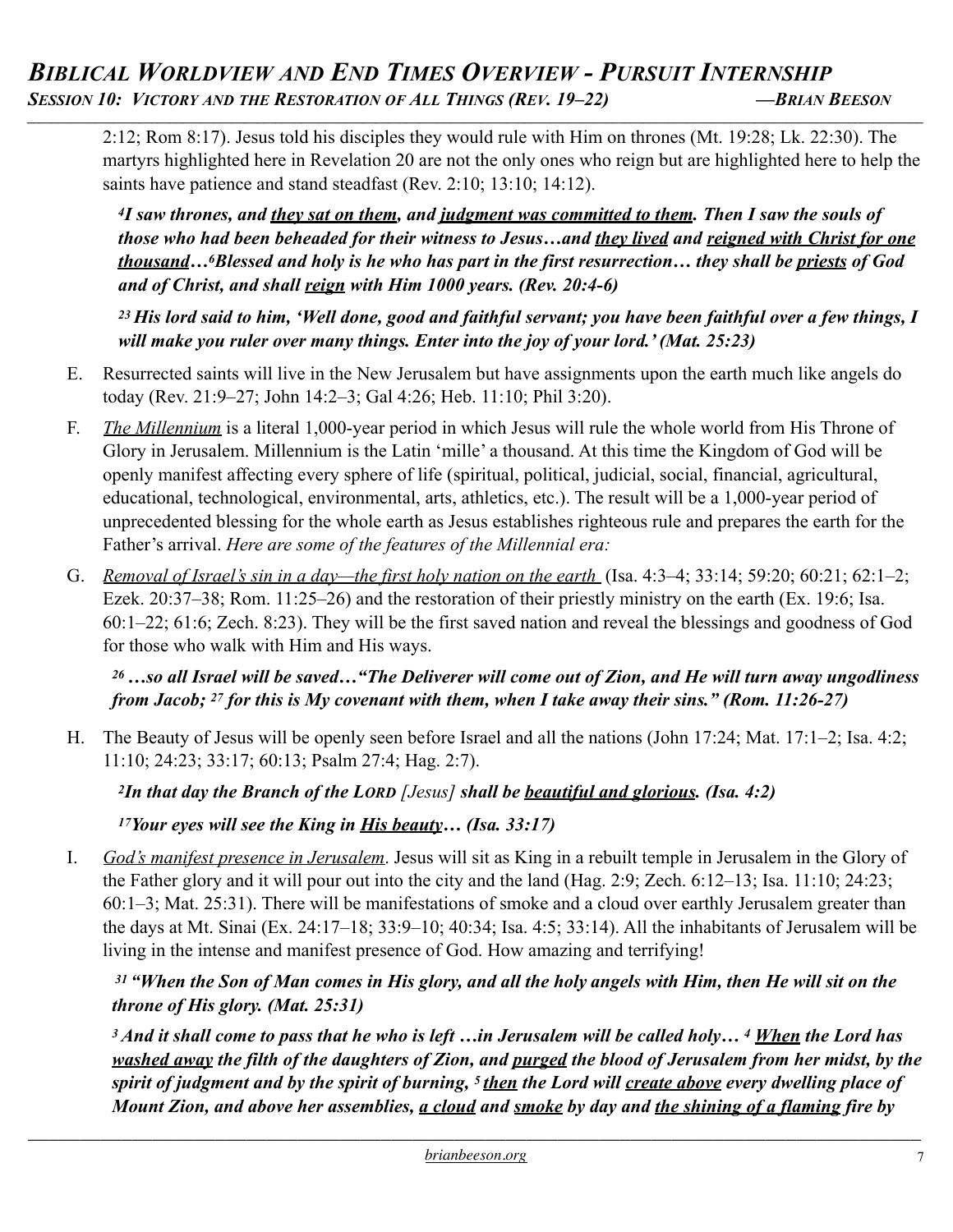2:12; Rom 8:17). Jesus told his disciples they would rule with Him on thrones (Mt. 19:28; Lk. 22:30). The martyrs highlighted here in Revelation 20 are not the only ones who reign but are highlighted here to help the saints have patience and stand steadfast (Rev. 2:10; 13:10; 14:12).

***[4]I saw thrones, and <u>they sat on them</u>, and <u>judgment was committed to them</u>. Then I saw the souls of those who had been beheaded for their witness to Jesus…and <u>they lived</u> and <u>reigned with Christ for one thousand</u>…[6]Blessed and holy is he who has part in the first resurrection… they shall be <u>priests</u> of God and of Christ, and shall <u>reign</u> with Him 1000 years. (Rev. 20:4-6)***

***[23] His lord said to him, 'Well done, good and faithful servant; you have been faithful over a few things, I will make you ruler over many things. Enter into the joy of your lord.' (Mat. 25:23)***

E. Resurrected saints will live in the New Jerusalem but have assignments upon the earth much like angels do today (Rev. 21:9–27; John 14:2–3; Gal 4:26; Heb. 11:10; Phil 3:20).

F. *<u>The Millennium</u>* is a literal 1,000-year period in which Jesus will rule the whole world from His Throne of Glory in Jerusalem. Millennium is the Latin 'mille' a thousand. At this time the Kingdom of God will be openly manifest affecting every sphere of life (spiritual, political, judicial, social, financial, agricultural, educational, technological, environmental, arts, athletics, etc.). The result will be a 1,000-year period of unprecedented blessing for the whole earth as Jesus establishes righteous rule and prepares the earth for the Father's arrival. *Here are some of the features of the Millennial era:*

G. *<u>Removal of Israel's sin in a day—the first holy nation on the earth</u>* (Isa. 4:3–4; 33:14; 59:20; 60:21; 62:1–2; Ezek. 20:37–38; Rom. 11:25–26) and the restoration of their priestly ministry on the earth (Ex. 19:6; Isa. 60:1–22; 61:6; Zech. 8:23). They will be the first saved nation and reveal the blessings and goodness of God for those who walk with Him and His ways.

***[26] …so all Israel will be saved…"The Deliverer will come out of Zion, and He will turn away ungodliness from Jacob; [27] for this is My covenant with them, when I take away their sins." (Rom. 11:26-27)***

H. The Beauty of Jesus will be openly seen before Israel and all the nations (John 17:24; Mat. 17:1–2; Isa. 4:2; 11:10; 24:23; 33:17; 60:13; Psalm 27:4; Hag. 2:7).

***[2]In that day the Branch of the LORD [Jesus] shall be <u>beautiful and glorious</u>. (Isa. 4:2)***

***[17]Your eyes will see the King in <u>His beauty</u>… (Isa. 33:17)***

I. *<u>God's manifest presence in Jerusalem</u>*. Jesus will sit as King in a rebuilt temple in Jerusalem in the Glory of the Father glory and it will pour out into the city and the land (Hag. 2:9; Zech. 6:12–13; Isa. 11:10; 24:23; 60:1–3; Mat. 25:31). There will be manifestations of smoke and a cloud over earthly Jerusalem greater than the days at Mt. Sinai (Ex. 24:17–18; 33:9–10; 40:34; Isa. 4:5; 33:14). All the inhabitants of Jerusalem will be living in the intense and manifest presence of God. How amazing and terrifying!

***[31] "When the Son of Man comes in His glory, and all the holy angels with Him, then He will sit on the throne of His glory. (Mat. 25:31)***

***[3] And it shall come to pass that he who is left …in Jerusalem will be called holy… [4] <u>When</u> the Lord has <u>washed away</u> the filth of the daughters of Zion, and <u>purged</u> the blood of Jerusalem from her midst, by the spirit of judgment and by the spirit of burning, [5] <u>then</u> the Lord will <u>create above</u> every dwelling place of Mount Zion, and above her assemblies, <u>a cloud</u> and <u>smoke</u> by day and <u>the shining of a flaming</u> fire by***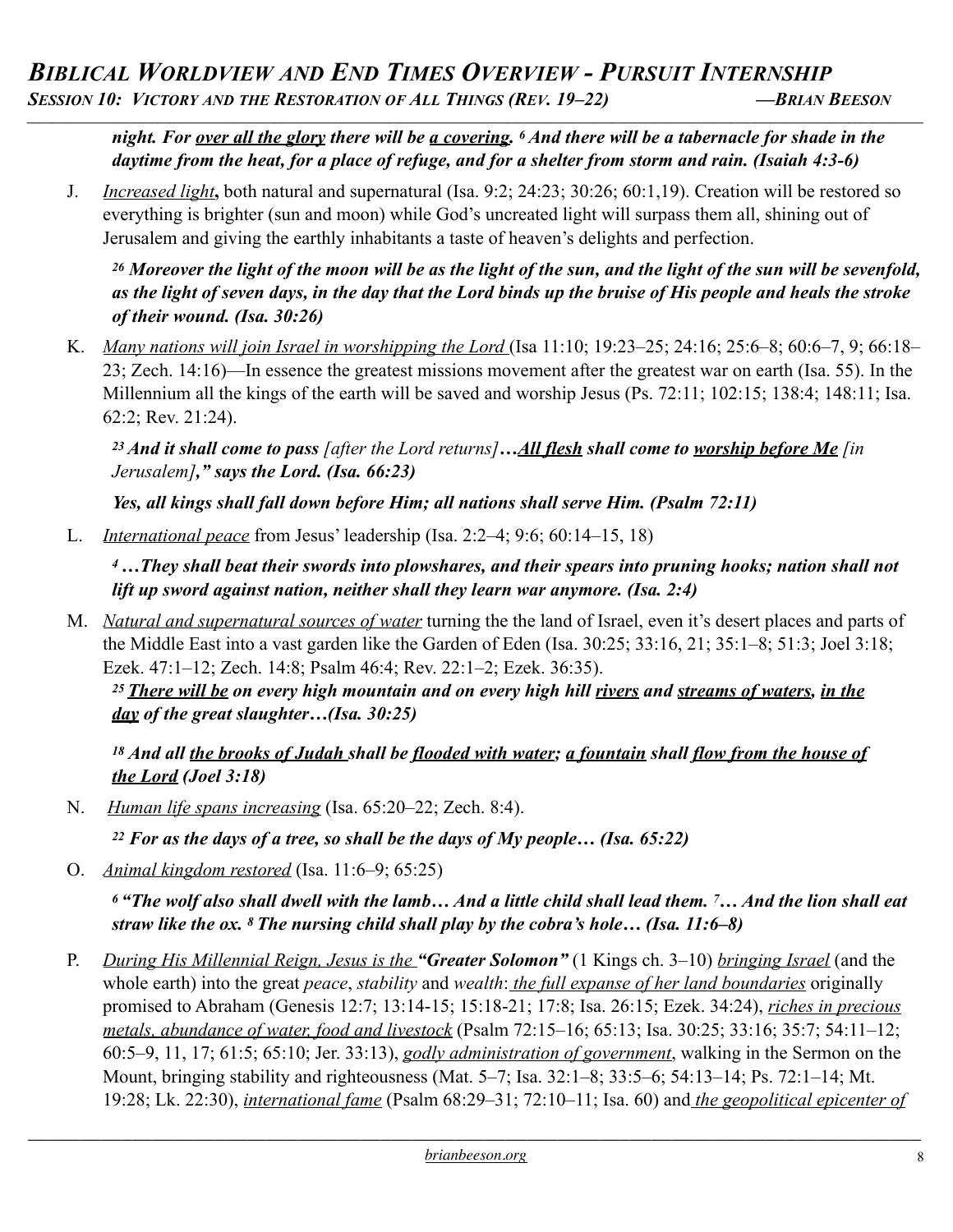***night. For <u>over all the glory</u> there will be <u>a covering</u>. [6] And there will be a tabernacle for shade in the daytime from the heat, for a place of refuge, and for a shelter from storm and rain. (Isaiah 4:3-6)***

J. *<u>Increased light</u>***,** both natural and supernatural (Isa. 9:2; 24:23; 30:26; 60:1,19). Creation will be restored so everything is brighter (sun and moon) while God's uncreated light will surpass them all, shining out of Jerusalem and giving the earthly inhabitants a taste of heaven's delights and perfection.

***[26] Moreover the light of the moon will be as the light of the sun, and the light of the sun will be sevenfold, as the light of seven days, in the day that the Lord binds up the bruise of His people and heals the stroke of their wound. (Isa. 30:26)***

K. *<u>Many nations will join Israel in worshipping the Lord</u>* (Isa 11:10; 19:23–25; 24:16; 25:6–8; 60:6–7, 9; 66:18–23; Zech. 14:16)—In essence the greatest missions movement after the greatest war on earth (Isa. 55). In the Millennium all the kings of the earth will be saved and worship Jesus (Ps. 72:11; 102:15; 138:4; 148:11; Isa. 62:2; Rev. 21:24).

***[23] And it shall come to pass** [after the Lord returns]**…<u>All flesh</u> shall come to <u>worship before Me</u>** [in Jerusalem]**," says the Lord. (Isa. 66:23)***

***Yes, all kings shall fall down before Him; all nations shall serve Him. (Psalm 72:11)***

L. *<u>International peace</u>* from Jesus' leadership (Isa. 2:2–4; 9:6; 60:14–15, 18)

***[4] …They shall beat their swords into plowshares, and their spears into pruning hooks; nation shall not lift up sword against nation, neither shall they learn war anymore. (Isa. 2:4)***

M. *<u>Natural and supernatural sources of water</u>* turning the the land of Israel, even it's desert places and parts of the Middle East into a vast garden like the Garden of Eden (Isa. 30:25; 33:16, 21; 35:1–8; 51:3; Joel 3:18; Ezek. 47:1–12; Zech. 14:8; Psalm 46:4; Rev. 22:1–2; Ezek. 36:35).

***[25] <u>There will be</u> on every high mountain and on every high hill <u>rivers</u> and <u>streams of waters</u>, <u>in the day</u> of the great slaughter…(Isa. 30:25)***

***[18] And all <u>the brooks of Judah</u> shall be <u>flooded with water</u>; <u>a fountain</u> shall <u>flow from the house of the Lord</u> (Joel 3:18)***

N. *<u>Human life spans increasing</u>* (Isa. 65:20–22; Zech. 8:4).

***[22] For as the days of a tree, so shall be the days of My people… (Isa. 65:22)***

O. *<u>Animal kingdom restored</u>* (Isa. 11:6–9; 65:25)

***[6] "The wolf also shall dwell with the lamb… And a little child shall lead them. [7]… And the lion shall eat straw like the ox. [8] The nursing child shall play by the cobra's hole… (Isa. 11:6–8)***

P. *<u>During His Millennial Reign, Jesus is the</u>* ***"Greater Solomon"*** (1 Kings ch. 3–10) *<u>bringing Israel</u>* (and the whole earth) into the great *peace*, *stability* and *wealth*: *<u>the full expanse of her land boundaries</u>* originally promised to Abraham (Genesis 12:7; 13:14-15; 15:18-21; 17:8; Isa. 26:15; Ezek. 34:24), *<u>riches in precious metals, abundance of water, food and livestock</u>* (Psalm 72:15–16; 65:13; Isa. 30:25; 33:16; 35:7; 54:11–12; 60:5–9, 11, 17; 61:5; 65:10; Jer. 33:13), *<u>godly administration of government</u>*, walking in the Sermon on the Mount, bringing stability and righteousness (Mat. 5–7; Isa. 32:1–8; 33:5–6; 54:13–14; Ps. 72:1–14; Mt. 19:28; Lk. 22:30), *<u>international fame</u>* (Psalm 68:29–31; 72:10–11; Isa. 60) and *<u>the geopolitical epicenter of</u>*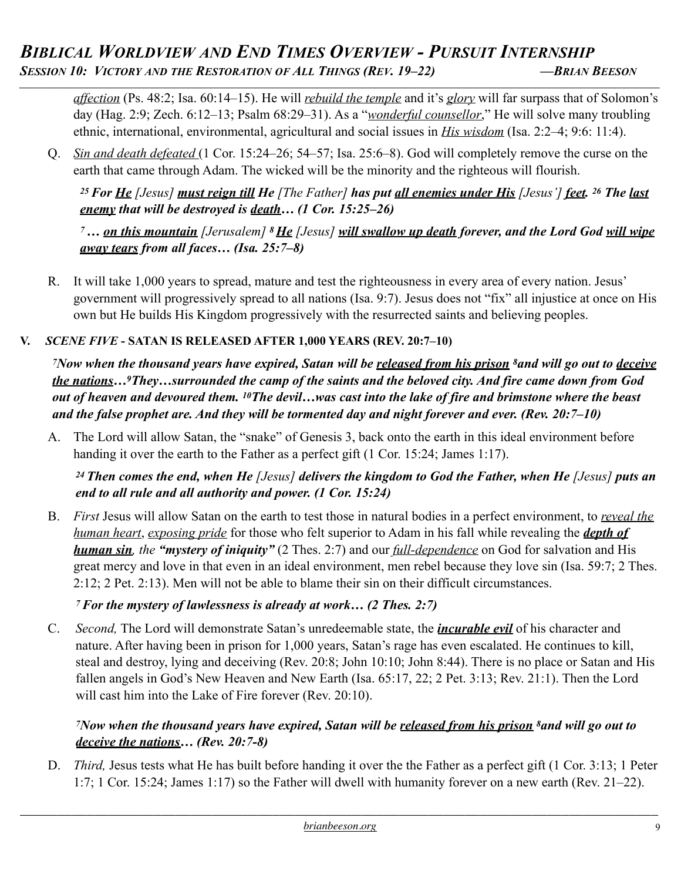*affection* (Ps. 48:2; Isa. 60:14–15). He will *rebuild the temple* and it's *glory* will far surpass that of Solomon's day (Hag. 2:9; Zech. 6:12–13; Psalm 68:29–31). As a "*wonderful counsellor*," He will solve many troubling ethnic, international, environmental, agricultural and social issues in ***His wisdom*** (Isa. 2:2–4; 9:6: 11:4).

Q. *Sin and death defeated* (1 Cor. 15:24–26; 54–57; Isa. 25:6–8). God will completely remove the curse on the earth that came through Adam. The wicked will be the minority and the righteous will flourish.

***[25] For He [Jesus] must reign till He [The Father] has put all enemies under His [Jesus'] feet. [26] The last enemy that will be destroyed is death… (1 Cor. 15:25–26)***

***[7] … on this mountain [Jerusalem] [8] He [Jesus] will swallow up death forever, and the Lord God will wipe away tears from all faces… (Isa. 25:7–8)***

R. It will take 1,000 years to spread, mature and test the righteousness in every area of every nation. Jesus' government will progressively spread to all nations (Isa. 9:7). Jesus does not "fix" all injustice at once on His own but He builds His Kingdom progressively with the resurrected saints and believing peoples.

## V. *SCENE FIVE* - SATAN IS RELEASED AFTER 1,000 YEARS (REV. 20:7–10)

***[7]Now when the thousand years have expired, Satan will be released from his prison [8]and will go out to deceive the nations…[9]They…surrounded the camp of the saints and the beloved city. And fire came down from God out of heaven and devoured them. [10]The devil…was cast into the lake of fire and brimstone where the beast and the false prophet are. And they will be tormented day and night forever and ever. (Rev. 20:7–10)***

A. The Lord will allow Satan, the "snake" of Genesis 3, back onto the earth in this ideal environment before handing it over the earth to the Father as a perfect gift (1 Cor. 15:24; James 1:17).

***[24] Then comes the end, when He [Jesus] delivers the kingdom to God the Father, when He [Jesus] puts an end to all rule and all authority and power. (1 Cor. 15:24)***

B. *First* Jesus will allow Satan on the earth to test those in natural bodies in a perfect environment, to *reveal the human heart*, *exposing pride* for those who felt superior to Adam in his fall while revealing the ***depth of human sin****, the* ***"mystery of iniquity"*** (2 Thes. 2:7) and our *full-dependence* on God for salvation and His great mercy and love in that even in an ideal environment, men rebel because they love sin (Isa. 59:7; 2 Thes. 2:12; 2 Pet. 2:13). Men will not be able to blame their sin on their difficult circumstances.

***[7] For the mystery of lawlessness is already at work… (2 Thes. 2:7)***

C. *Second,* The Lord will demonstrate Satan's unredeemable state, the ***incurable evil*** of his character and nature. After having been in prison for 1,000 years, Satan's rage has even escalated. He continues to kill, steal and destroy, lying and deceiving (Rev. 20:8; John 10:10; John 8:44). There is no place or Satan and His fallen angels in God's New Heaven and New Earth (Isa. 65:17, 22; 2 Pet. 3:13; Rev. 21:1). Then the Lord will cast him into the Lake of Fire forever (Rev. 20:10).

***[7]Now when the thousand years have expired, Satan will be released from his prison [8]and will go out to deceive the nations… (Rev. 20:7-8)***

D. *Third,* Jesus tests what He has built before handing it over the the Father as a perfect gift (1 Cor. 3:13; 1 Peter 1:7; 1 Cor. 15:24; James 1:17) so the Father will dwell with humanity forever on a new earth (Rev. 21–22).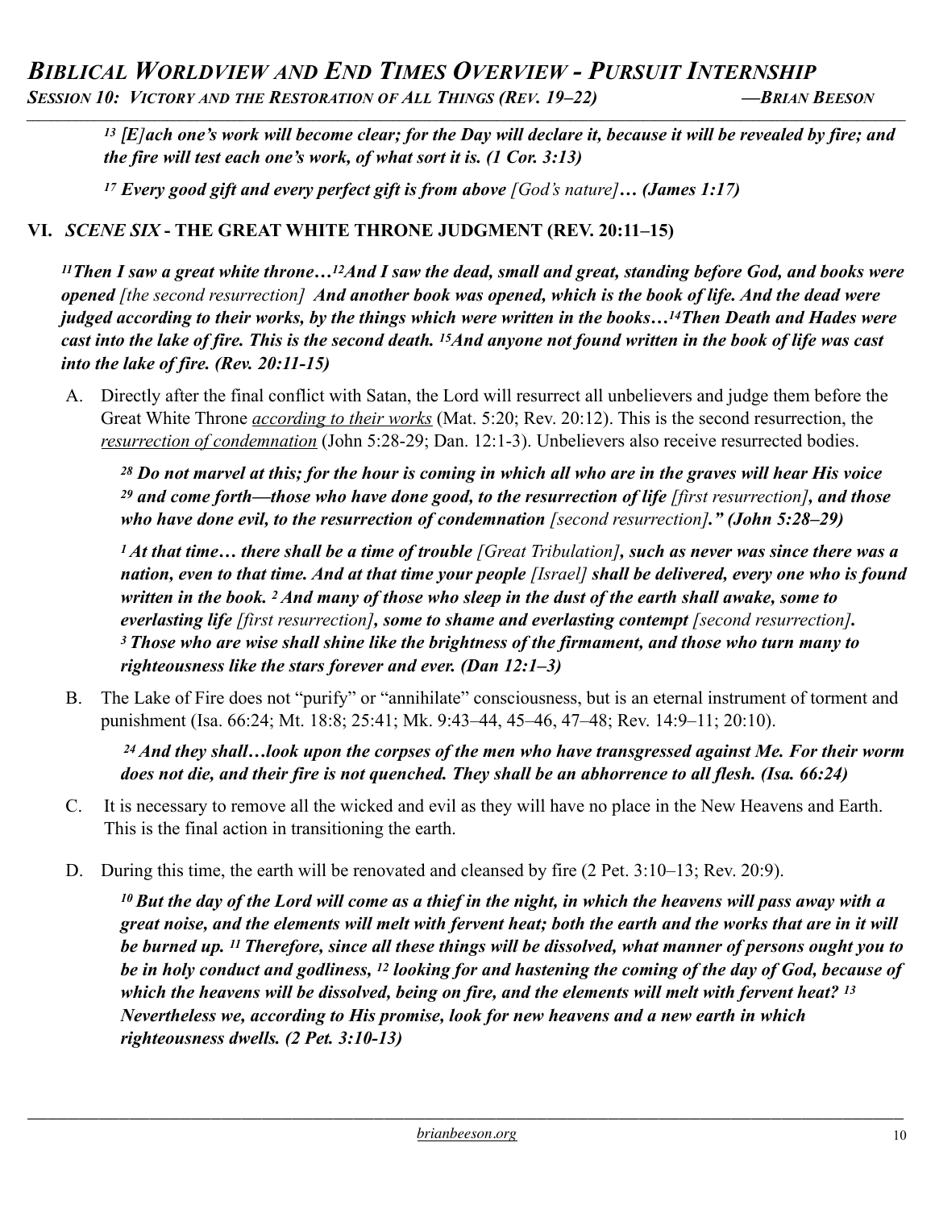*[13] [E]ach one's work will become clear; for the Day will declare it, because it will be revealed by fire; and the fire will test each one's work, of what sort it is. (1 Cor. 3:13)*

*[17] Every good gift and every perfect gift is from above [God's nature]… (James 1:17)*

## VI. *SCENE SIX* - THE GREAT WHITE THRONE JUDGMENT (REV. 20:11–15)

***[11]Then I saw a great white throne…[12]And I saw the dead, small and great, standing before God, and books were opened** [the second resurrection] **And another book was opened, which is the book of life. And the dead were judged according to their works, by the things which were written in the books…[14]Then Death and Hades were cast into the lake of fire. This is the second death. [15]And anyone not found written in the book of life was cast into the lake of fire. (Rev. 20:11-15)***

A. Directly after the final conflict with Satan, the Lord will resurrect all unbelievers and judge them before the Great White Throne *according to their works* (Mat. 5:20; Rev. 20:12). This is the second resurrection, the *resurrection of condemnation* (John 5:28-29; Dan. 12:1-3). Unbelievers also receive resurrected bodies.

> ***[28] Do not marvel at this; for the hour is coming in which all who are in the graves will hear His voice [29] and come forth—those who have done good, to the resurrection of life** [first resurrection]**, and those who have done evil, to the resurrection of condemnation** [second resurrection]**." (John 5:28–29)***
>
> ***[1] At that time… there shall be a time of trouble** [Great Tribulation]**, such as never was since there was a nation, even to that time. And at that time your people** [Israel] **shall be delivered, every one who is found written in the book. [2] And many of those who sleep in the dust of the earth shall awake, some to everlasting life** [first resurrection]**, some to shame and everlasting contempt** [second resurrection]**. [3] Those who are wise shall shine like the brightness of the firmament, and those who turn many to righteousness like the stars forever and ever. (Dan 12:1–3)***

B. The Lake of Fire does not "purify" or "annihilate" consciousness, but is an eternal instrument of torment and punishment (Isa. 66:24; Mt. 18:8; 25:41; Mk. 9:43–44, 45–46, 47–48; Rev. 14:9–11; 20:10).

> ***[24] And they shall…look upon the corpses of the men who have transgressed against Me. For their worm does not die, and their fire is not quenched. They shall be an abhorrence to all flesh. (Isa. 66:24)***

C. It is necessary to remove all the wicked and evil as they will have no place in the New Heavens and Earth. This is the final action in transitioning the earth.

D. During this time, the earth will be renovated and cleansed by fire (2 Pet. 3:10–13; Rev. 20:9).

> ***[10] But the day of the Lord will come as a thief in the night, in which the heavens will pass away with a great noise, and the elements will melt with fervent heat; both the earth and the works that are in it will be burned up. [11] Therefore, since all these things will be dissolved, what manner of persons ought you to be in holy conduct and godliness, [12] looking for and hastening the coming of the day of God, because of which the heavens will be dissolved, being on fire, and the elements will melt with fervent heat? [13] Nevertheless we, according to His promise, look for new heavens and a new earth in which righteousness dwells. (2 Pet. 3:10-13)***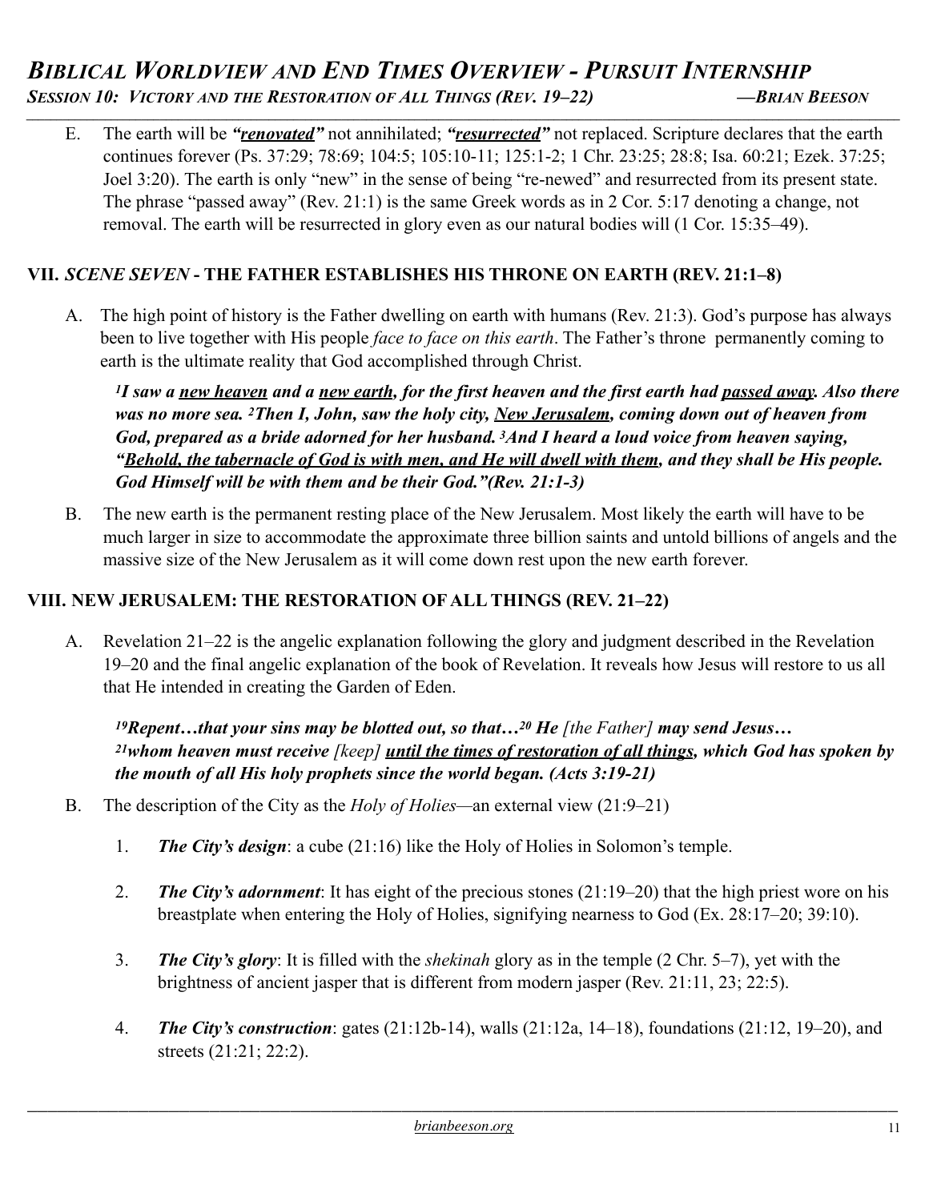E. The earth will be ***"renovated"*** not annihilated; ***"resurrected"*** not replaced. Scripture declares that the earth continues forever (Ps. 37:29; 78:69; 104:5; 105:10-11; 125:1-2; 1 Chr. 23:25; 28:8; Isa. 60:21; Ezek. 37:25; Joel 3:20). The earth is only "new" in the sense of being "re-newed" and resurrected from its present state. The phrase "passed away" (Rev. 21:1) is the same Greek words as in 2 Cor. 5:17 denoting a change, not removal. The earth will be resurrected in glory even as our natural bodies will (1 Cor. 15:35–49).

## VII. *SCENE SEVEN* - THE FATHER ESTABLISHES HIS THRONE ON EARTH (REV. 21:1–8)

A. The high point of history is the Father dwelling on earth with humans (Rev. 21:3). God's purpose has always been to live together with His people *face to face on this earth*. The Father's throne permanently coming to earth is the ultimate reality that God accomplished through Christ.

> ***[1]I saw a new heaven and a new earth, for the first heaven and the first earth had passed away. Also there was no more sea. [2]Then I, John, saw the holy city, New Jerusalem, coming down out of heaven from God, prepared as a bride adorned for her husband. [3]And I heard a loud voice from heaven saying, "Behold, the tabernacle of God is with men, and He will dwell with them, and they shall be His people. God Himself will be with them and be their God."(Rev. 21:1-3)***

B. The new earth is the permanent resting place of the New Jerusalem. Most likely the earth will have to be much larger in size to accommodate the approximate three billion saints and untold billions of angels and the massive size of the New Jerusalem as it will come down rest upon the new earth forever.

## VIII. NEW JERUSALEM: THE RESTORATION OF ALL THINGS (REV. 21–22)

A. Revelation 21–22 is the angelic explanation following the glory and judgment described in the Revelation 19–20 and the final angelic explanation of the book of Revelation. It reveals how Jesus will restore to us all that He intended in creating the Garden of Eden.

> ***[19]Repent…that your sins may be blotted out, so that…[20] He*** *[the Father]* ***may send Jesus… [21]whom heaven must receive*** *[keep]* ***until the times of restoration of all things, which God has spoken by the mouth of all His holy prophets since the world began. (Acts 3:19-21)***

B. The description of the City as the *Holy of Holies*—an external view (21:9–21)

1. ***The City's design***: a cube (21:16) like the Holy of Holies in Solomon's temple.

2. ***The City's adornment***: It has eight of the precious stones (21:19–20) that the high priest wore on his breastplate when entering the Holy of Holies, signifying nearness to God (Ex. 28:17–20; 39:10).

3. ***The City's glory***: It is filled with the *shekinah* glory as in the temple (2 Chr. 5–7), yet with the brightness of ancient jasper that is different from modern jasper (Rev. 21:11, 23; 22:5).

4. ***The City's construction***: gates (21:12b-14), walls (21:12a, 14–18), foundations (21:12, 19–20), and streets (21:21; 22:2).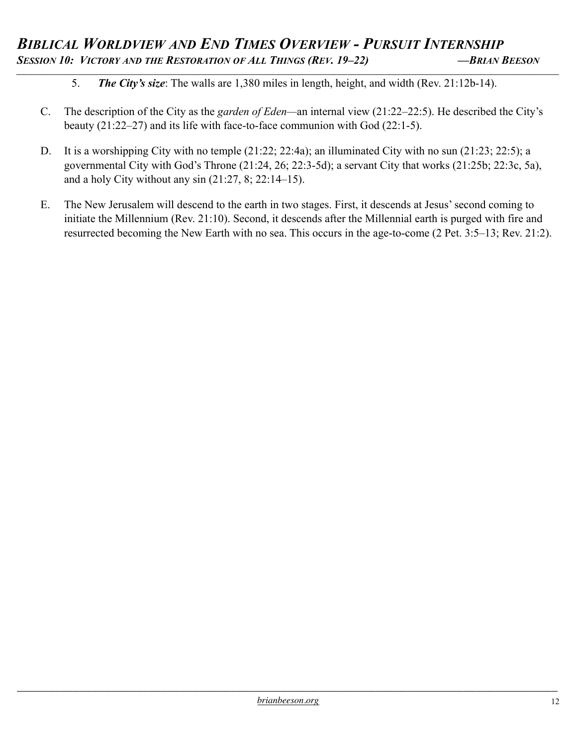5. ***The City's size***: The walls are 1,380 miles in length, height, and width (Rev. 21:12b-14).

C. The description of the City as the *garden of Eden*—an internal view (21:22–22:5). He described the City's beauty (21:22–27) and its life with face-to-face communion with God (22:1-5).

D. It is a worshipping City with no temple (21:22; 22:4a); an illuminated City with no sun (21:23; 22:5); a governmental City with God's Throne (21:24, 26; 22:3-5d); a servant City that works (21:25b; 22:3c, 5a), and a holy City without any sin (21:27, 8; 22:14–15).

E. The New Jerusalem will descend to the earth in two stages. First, it descends at Jesus' second coming to initiate the Millennium (Rev. 21:10). Second, it descends after the Millennial earth is purged with fire and resurrected becoming the New Earth with no sea. This occurs in the age-to-come (2 Pet. 3:5–13; Rev. 21:2).